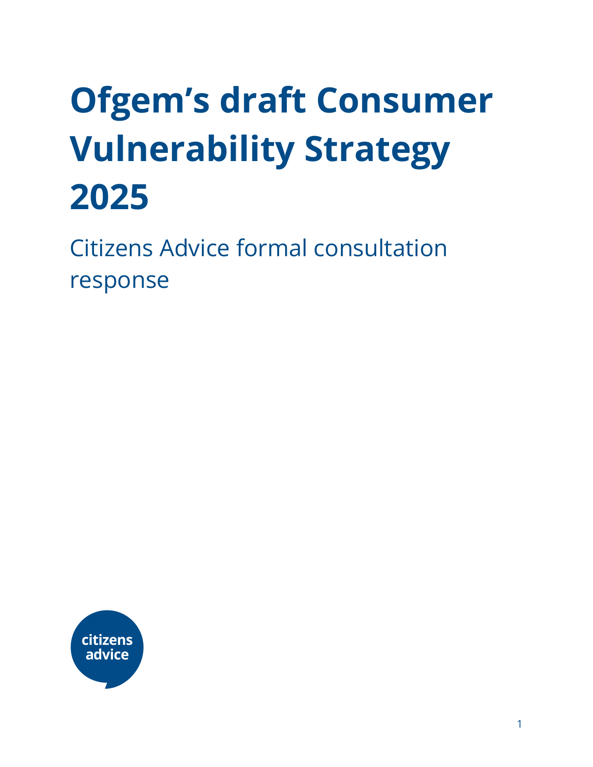# Ofgem's draft Consumer Vulnerability Strategy 2025

Citizens Advice formal consultation response

citizens advice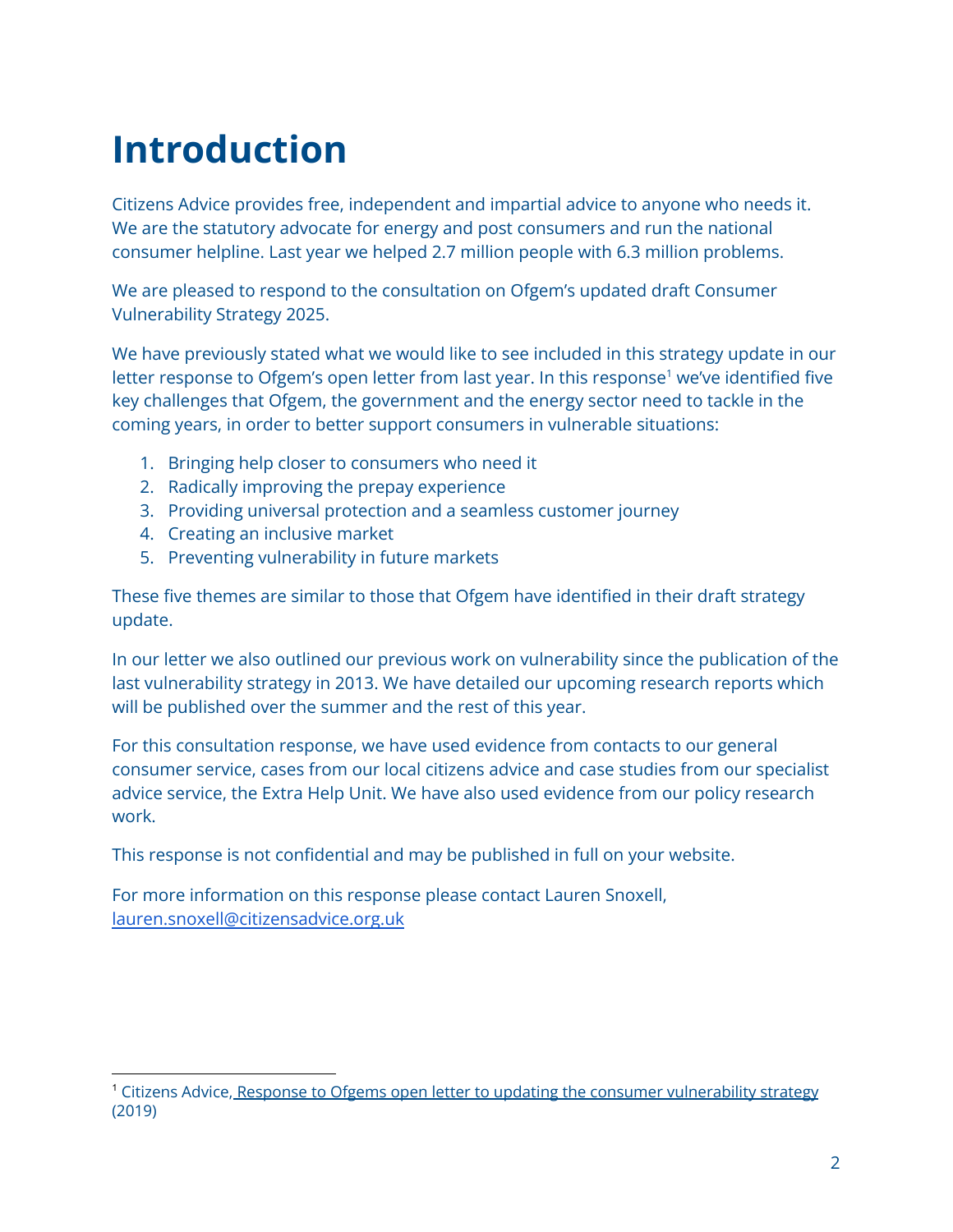# Introduction

Citizens Advice provides free, independent and impartial advice to anyone who needs it. We are the statutory advocate for energy and post consumers and run the national consumer helpline. Last year we helped 2.7 million people with 6.3 million problems.

We are pleased to respond to the consultation on Ofgem's updated draft Consumer Vulnerability Strategy 2025.

We have previously stated what we would like to see included in this strategy update in our letter response to Ofgem's open letter from last year. In this response[1] we've identified five key challenges that Ofgem, the government and the energy sector need to tackle in the coming years, in order to better support consumers in vulnerable situations:

1. Bringing help closer to consumers who need it
2. Radically improving the prepay experience
3. Providing universal protection and a seamless customer journey
4. Creating an inclusive market
5. Preventing vulnerability in future markets

These five themes are similar to those that Ofgem have identified in their draft strategy update.

In our letter we also outlined our previous work on vulnerability since the publication of the last vulnerability strategy in 2013. We have detailed our upcoming research reports which will be published over the summer and the rest of this year.

For this consultation response, we have used evidence from contacts to our general consumer service, cases from our local citizens advice and case studies from our specialist advice service, the Extra Help Unit. We have also used evidence from our policy research work.

This response is not confidential and may be published in full on your website.

For more information on this response please contact Lauren Snoxell, lauren.snoxell@citizensadvice.org.uk

---

[1] Citizens Advice, Response to Ofgems open letter to updating the consumer vulnerability strategy (2019)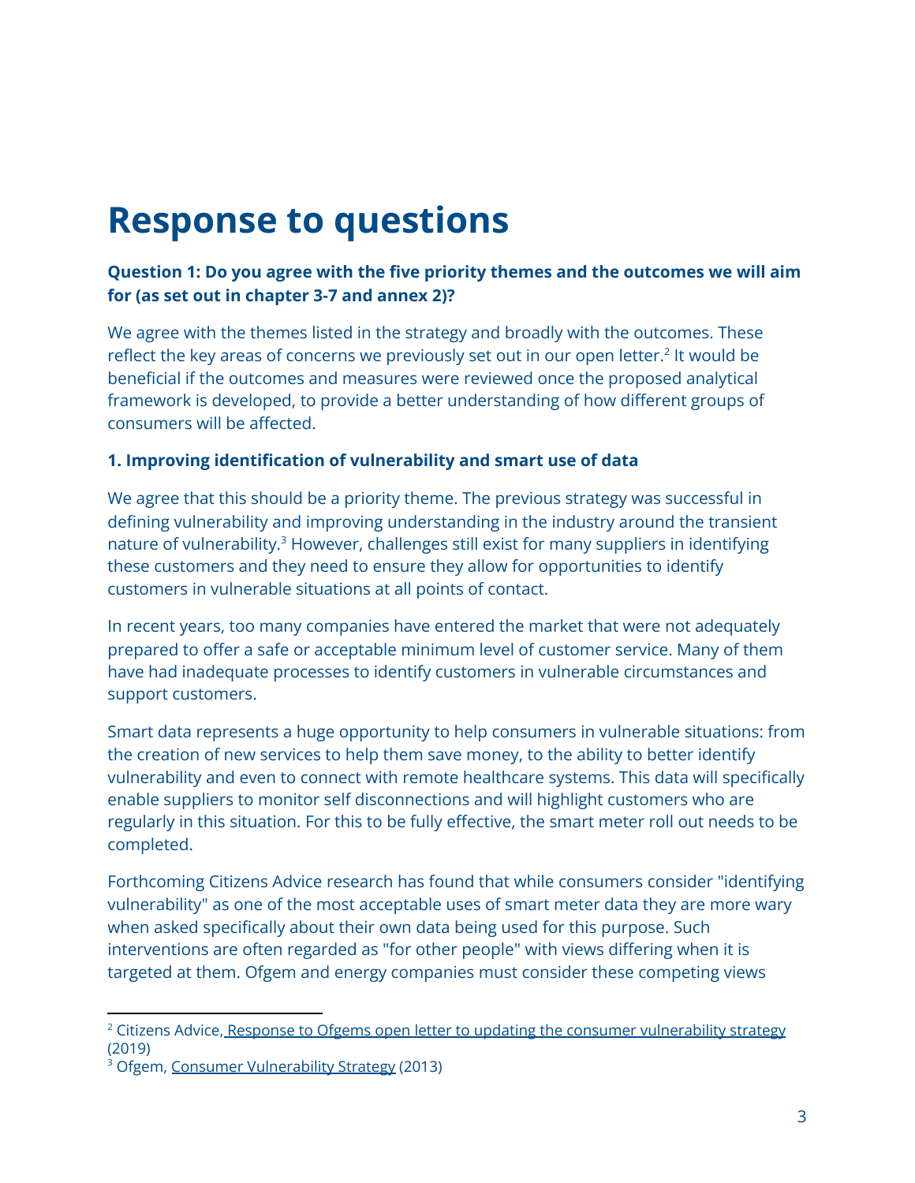# Response to questions

**Question 1: Do you agree with the five priority themes and the outcomes we will aim for (as set out in chapter 3-7 and annex 2)?**

We agree with the themes listed in the strategy and broadly with the outcomes. These reflect the key areas of concerns we previously set out in our open letter.[2] It would be beneficial if the outcomes and measures were reviewed once the proposed analytical framework is developed, to provide a better understanding of how different groups of consumers will be affected.

**1. Improving identification of vulnerability and smart use of data**

We agree that this should be a priority theme. The previous strategy was successful in defining vulnerability and improving understanding in the industry around the transient nature of vulnerability.[3] However, challenges still exist for many suppliers in identifying these customers and they need to ensure they allow for opportunities to identify customers in vulnerable situations at all points of contact.

In recent years, too many companies have entered the market that were not adequately prepared to offer a safe or acceptable minimum level of customer service. Many of them have had inadequate processes to identify customers in vulnerable circumstances and support customers.

Smart data represents a huge opportunity to help consumers in vulnerable situations: from the creation of new services to help them save money, to the ability to better identify vulnerability and even to connect with remote healthcare systems. This data will specifically enable suppliers to monitor self disconnections and will highlight customers who are regularly in this situation. For this to be fully effective, the smart meter roll out needs to be completed.

Forthcoming Citizens Advice research has found that while consumers consider "identifying vulnerability" as one of the most acceptable uses of smart meter data they are more wary when asked specifically about their own data being used for this purpose. Such interventions are often regarded as "for other people" with views differing when it is targeted at them. Ofgem and energy companies must consider these competing views

---

[2] Citizens Advice, Response to Ofgems open letter to updating the consumer vulnerability strategy (2019)

[3] Ofgem, Consumer Vulnerability Strategy (2013)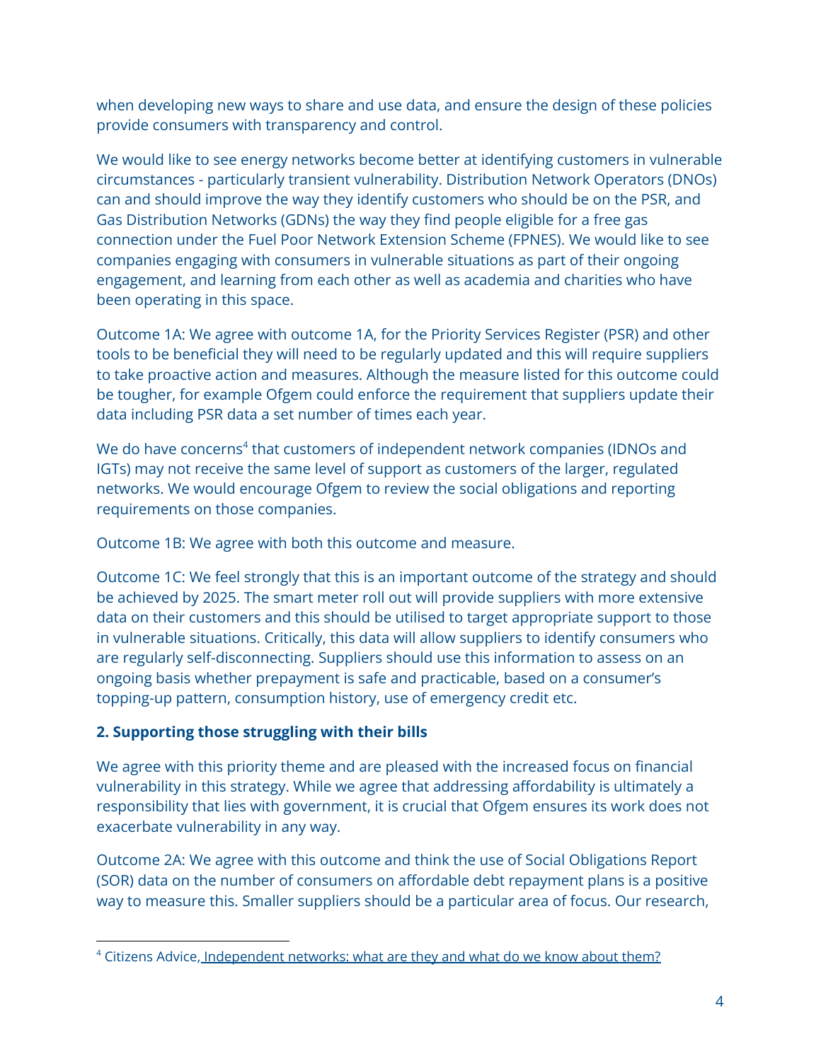when developing new ways to share and use data, and ensure the design of these policies provide consumers with transparency and control.

We would like to see energy networks become better at identifying customers in vulnerable circumstances - particularly transient vulnerability. Distribution Network Operators (DNOs) can and should improve the way they identify customers who should be on the PSR, and Gas Distribution Networks (GDNs) the way they find people eligible for a free gas connection under the Fuel Poor Network Extension Scheme (FPNES). We would like to see companies engaging with consumers in vulnerable situations as part of their ongoing engagement, and learning from each other as well as academia and charities who have been operating in this space.

Outcome 1A: We agree with outcome 1A, for the Priority Services Register (PSR) and other tools to be beneficial they will need to be regularly updated and this will require suppliers to take proactive action and measures. Although the measure listed for this outcome could be tougher, for example Ofgem could enforce the requirement that suppliers update their data including PSR data a set number of times each year.

We do have concerns[4] that customers of independent network companies (IDNOs and IGTs) may not receive the same level of support as customers of the larger, regulated networks. We would encourage Ofgem to review the social obligations and reporting requirements on those companies.

Outcome 1B: We agree with both this outcome and measure.

Outcome 1C: We feel strongly that this is an important outcome of the strategy and should be achieved by 2025. The smart meter roll out will provide suppliers with more extensive data on their customers and this should be utilised to target appropriate support to those in vulnerable situations. Critically, this data will allow suppliers to identify consumers who are regularly self-disconnecting. Suppliers should use this information to assess on an ongoing basis whether prepayment is safe and practicable, based on a consumer's topping-up pattern, consumption history, use of emergency credit etc.

### 2. Supporting those struggling with their bills

We agree with this priority theme and are pleased with the increased focus on financial vulnerability in this strategy. While we agree that addressing affordability is ultimately a responsibility that lies with government, it is crucial that Ofgem ensures its work does not exacerbate vulnerability in any way.

Outcome 2A: We agree with this outcome and think the use of Social Obligations Report (SOR) data on the number of consumers on affordable debt repayment plans is a positive way to measure this. Smaller suppliers should be a particular area of focus. Our research,

[4] Citizens Advice, Independent networks: what are they and what do we know about them?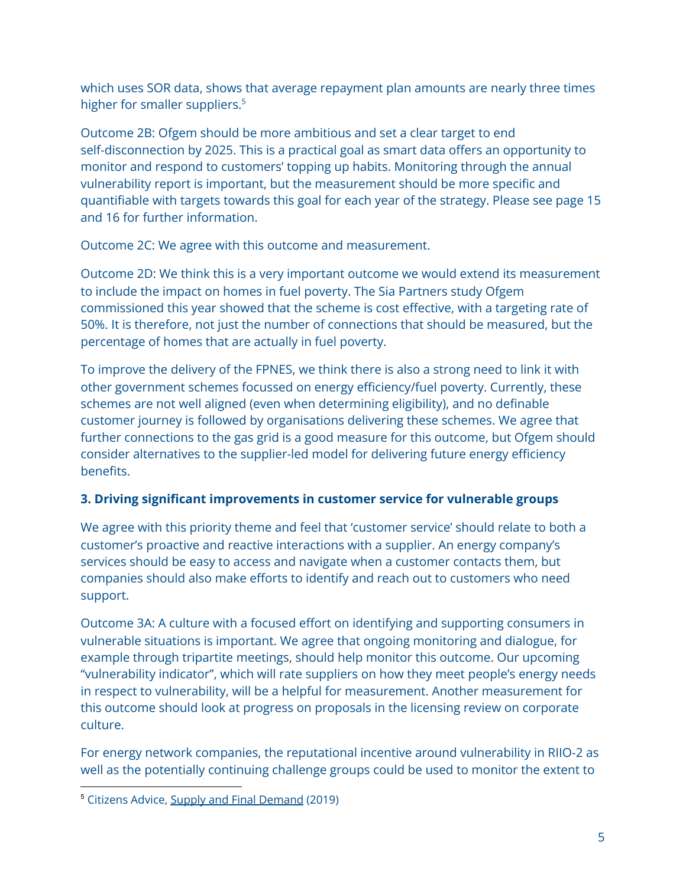which uses SOR data, shows that average repayment plan amounts are nearly three times higher for smaller suppliers.[5]

Outcome 2B: Ofgem should be more ambitious and set a clear target to end self-disconnection by 2025. This is a practical goal as smart data offers an opportunity to monitor and respond to customers' topping up habits. Monitoring through the annual vulnerability report is important, but the measurement should be more specific and quantifiable with targets towards this goal for each year of the strategy. Please see page 15 and 16 for further information.

Outcome 2C: We agree with this outcome and measurement.

Outcome 2D: We think this is a very important outcome we would extend its measurement to include the impact on homes in fuel poverty. The Sia Partners study Ofgem commissioned this year showed that the scheme is cost effective, with a targeting rate of 50%. It is therefore, not just the number of connections that should be measured, but the percentage of homes that are actually in fuel poverty.

To improve the delivery of the FPNES, we think there is also a strong need to link it with other government schemes focussed on energy efficiency/fuel poverty. Currently, these schemes are not well aligned (even when determining eligibility), and no definable customer journey is followed by organisations delivering these schemes. We agree that further connections to the gas grid is a good measure for this outcome, but Ofgem should consider alternatives to the supplier-led model for delivering future energy efficiency benefits.

**3. Driving significant improvements in customer service for vulnerable groups**

We agree with this priority theme and feel that 'customer service' should relate to both a customer's proactive and reactive interactions with a supplier. An energy company's services should be easy to access and navigate when a customer contacts them, but companies should also make efforts to identify and reach out to customers who need support.

Outcome 3A: A culture with a focused effort on identifying and supporting consumers in vulnerable situations is important. We agree that ongoing monitoring and dialogue, for example through tripartite meetings, should help monitor this outcome. Our upcoming "vulnerability indicator", which will rate suppliers on how they meet people's energy needs in respect to vulnerability, will be a helpful for measurement. Another measurement for this outcome should look at progress on proposals in the licensing review on corporate culture.

For energy network companies, the reputational incentive around vulnerability in RIIO-2 as well as the potentially continuing challenge groups could be used to monitor the extent to

[5] Citizens Advice, Supply and Final Demand (2019)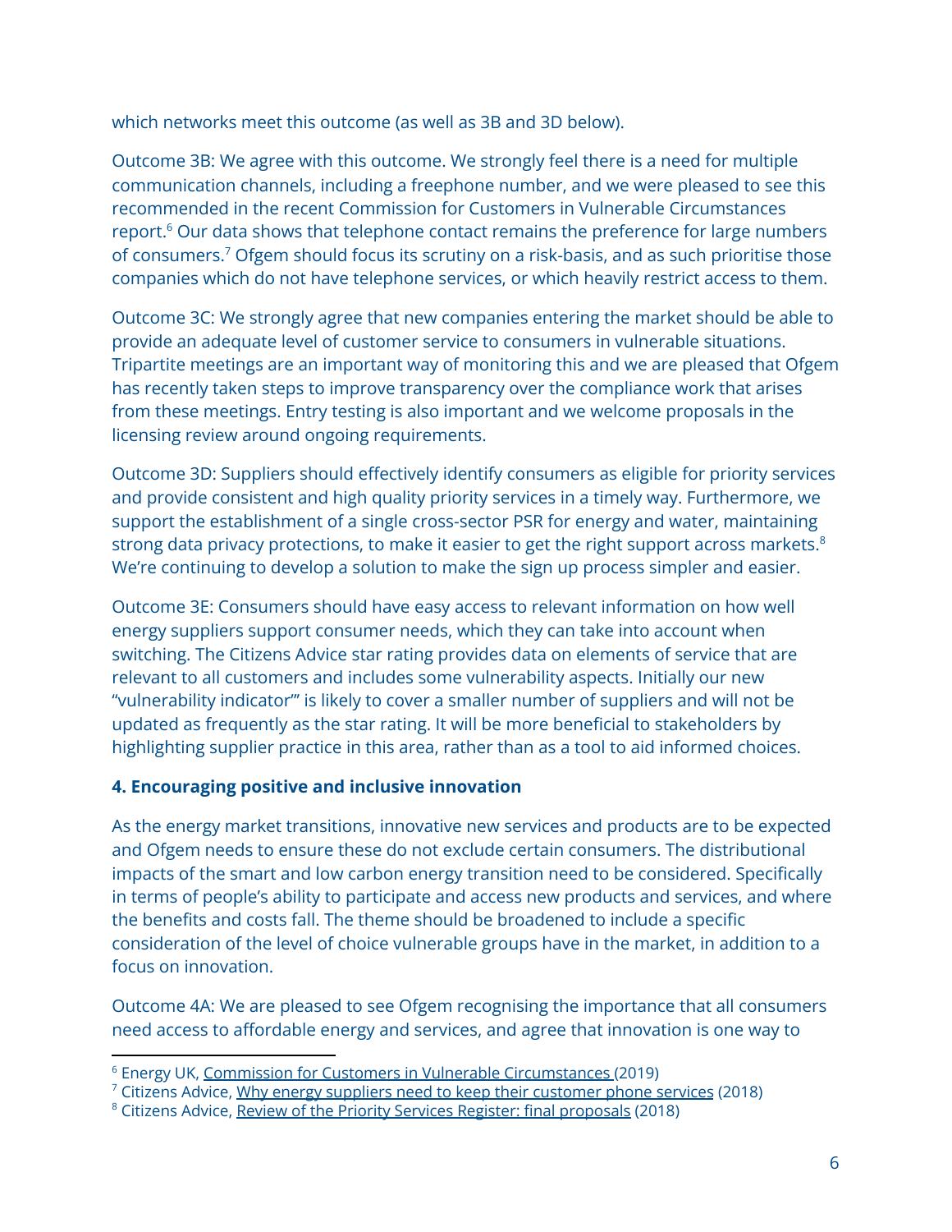which networks meet this outcome (as well as 3B and 3D below).

Outcome 3B: We agree with this outcome. We strongly feel there is a need for multiple communication channels, including a freephone number, and we were pleased to see this recommended in the recent Commission for Customers in Vulnerable Circumstances report.[6] Our data shows that telephone contact remains the preference for large numbers of consumers.[7] Ofgem should focus its scrutiny on a risk-basis, and as such prioritise those companies which do not have telephone services, or which heavily restrict access to them.

Outcome 3C: We strongly agree that new companies entering the market should be able to provide an adequate level of customer service to consumers in vulnerable situations. Tripartite meetings are an important way of monitoring this and we are pleased that Ofgem has recently taken steps to improve transparency over the compliance work that arises from these meetings. Entry testing is also important and we welcome proposals in the licensing review around ongoing requirements.

Outcome 3D: Suppliers should effectively identify consumers as eligible for priority services and provide consistent and high quality priority services in a timely way. Furthermore, we support the establishment of a single cross-sector PSR for energy and water, maintaining strong data privacy protections, to make it easier to get the right support across markets.[8] We're continuing to develop a solution to make the sign up process simpler and easier.

Outcome 3E: Consumers should have easy access to relevant information on how well energy suppliers support consumer needs, which they can take into account when switching. The Citizens Advice star rating provides data on elements of service that are relevant to all customers and includes some vulnerability aspects. Initially our new "vulnerability indicator"' is likely to cover a smaller number of suppliers and will not be updated as frequently as the star rating. It will be more beneficial to stakeholders by highlighting supplier practice in this area, rather than as a tool to aid informed choices.

**4. Encouraging positive and inclusive innovation**

As the energy market transitions, innovative new services and products are to be expected and Ofgem needs to ensure these do not exclude certain consumers. The distributional impacts of the smart and low carbon energy transition need to be considered. Specifically in terms of people's ability to participate and access new products and services, and where the benefits and costs fall. The theme should be broadened to include a specific consideration of the level of choice vulnerable groups have in the market, in addition to a focus on innovation.

Outcome 4A: We are pleased to see Ofgem recognising the importance that all consumers need access to affordable energy and services, and agree that innovation is one way to

[6] Energy UK, Commission for Customers in Vulnerable Circumstances (2019)

[7] Citizens Advice, Why energy suppliers need to keep their customer phone services (2018)

[8] Citizens Advice, Review of the Priority Services Register: final proposals (2018)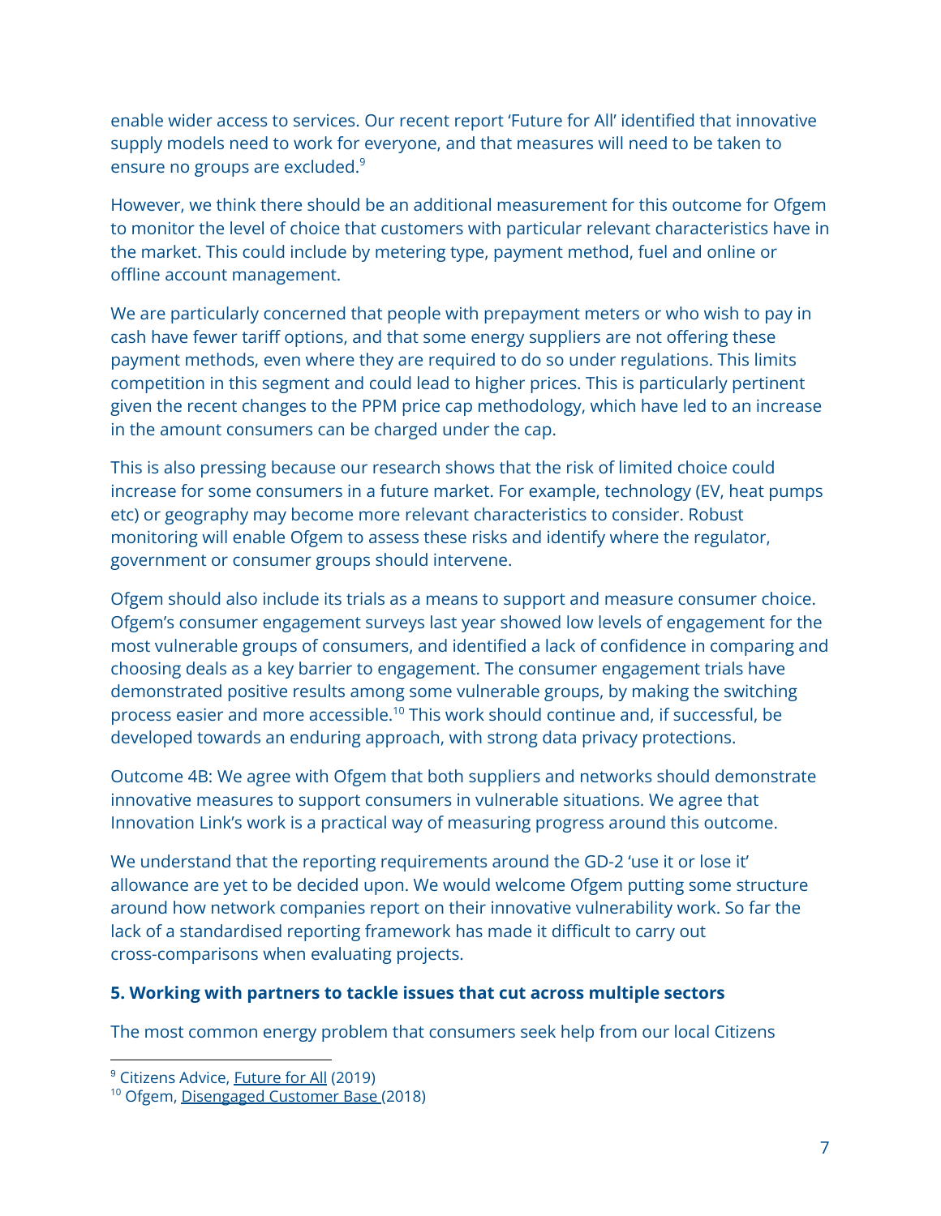enable wider access to services. Our recent report 'Future for All' identified that innovative supply models need to work for everyone, and that measures will need to be taken to ensure no groups are excluded.[9]

However, we think there should be an additional measurement for this outcome for Ofgem to monitor the level of choice that customers with particular relevant characteristics have in the market. This could include by metering type, payment method, fuel and online or offline account management.

We are particularly concerned that people with prepayment meters or who wish to pay in cash have fewer tariff options, and that some energy suppliers are not offering these payment methods, even where they are required to do so under regulations. This limits competition in this segment and could lead to higher prices. This is particularly pertinent given the recent changes to the PPM price cap methodology, which have led to an increase in the amount consumers can be charged under the cap.

This is also pressing because our research shows that the risk of limited choice could increase for some consumers in a future market. For example, technology (EV, heat pumps etc) or geography may become more relevant characteristics to consider. Robust monitoring will enable Ofgem to assess these risks and identify where the regulator, government or consumer groups should intervene.

Ofgem should also include its trials as a means to support and measure consumer choice. Ofgem's consumer engagement surveys last year showed low levels of engagement for the most vulnerable groups of consumers, and identified a lack of confidence in comparing and choosing deals as a key barrier to engagement. The consumer engagement trials have demonstrated positive results among some vulnerable groups, by making the switching process easier and more accessible.[10] This work should continue and, if successful, be developed towards an enduring approach, with strong data privacy protections.

Outcome 4B: We agree with Ofgem that both suppliers and networks should demonstrate innovative measures to support consumers in vulnerable situations. We agree that Innovation Link's work is a practical way of measuring progress around this outcome.

We understand that the reporting requirements around the GD-2 'use it or lose it' allowance are yet to be decided upon. We would welcome Ofgem putting some structure around how network companies report on their innovative vulnerability work. So far the lack of a standardised reporting framework has made it difficult to carry out cross-comparisons when evaluating projects.

**5. Working with partners to tackle issues that cut across multiple sectors**

The most common energy problem that consumers seek help from our local Citizens

---

[9] Citizens Advice, Future for All (2019)

[10] Ofgem, Disengaged Customer Base (2018)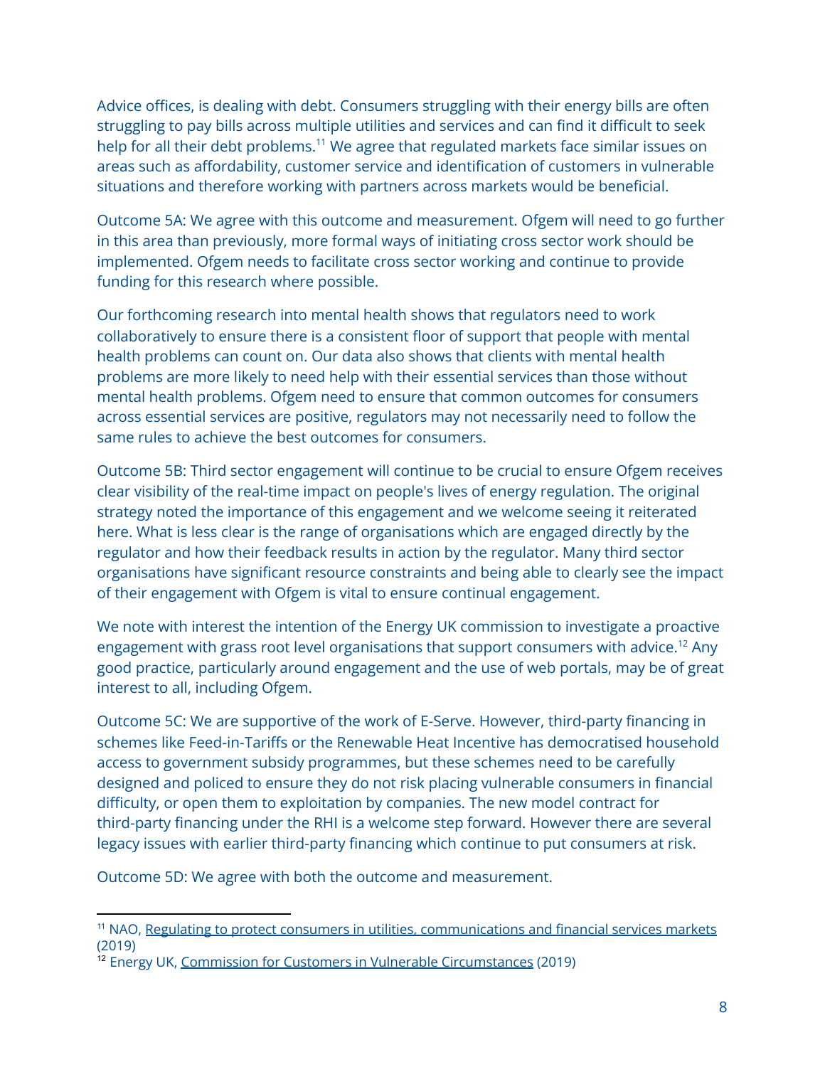Advice offices, is dealing with debt. Consumers struggling with their energy bills are often struggling to pay bills across multiple utilities and services and can find it difficult to seek help for all their debt problems.[11] We agree that regulated markets face similar issues on areas such as affordability, customer service and identification of customers in vulnerable situations and therefore working with partners across markets would be beneficial.

Outcome 5A: We agree with this outcome and measurement. Ofgem will need to go further in this area than previously, more formal ways of initiating cross sector work should be implemented. Ofgem needs to facilitate cross sector working and continue to provide funding for this research where possible.

Our forthcoming research into mental health shows that regulators need to work collaboratively to ensure there is a consistent floor of support that people with mental health problems can count on. Our data also shows that clients with mental health problems are more likely to need help with their essential services than those without mental health problems. Ofgem need to ensure that common outcomes for consumers across essential services are positive, regulators may not necessarily need to follow the same rules to achieve the best outcomes for consumers.

Outcome 5B: Third sector engagement will continue to be crucial to ensure Ofgem receives clear visibility of the real-time impact on people's lives of energy regulation. The original strategy noted the importance of this engagement and we welcome seeing it reiterated here. What is less clear is the range of organisations which are engaged directly by the regulator and how their feedback results in action by the regulator. Many third sector organisations have significant resource constraints and being able to clearly see the impact of their engagement with Ofgem is vital to ensure continual engagement.

We note with interest the intention of the Energy UK commission to investigate a proactive engagement with grass root level organisations that support consumers with advice.[12] Any good practice, particularly around engagement and the use of web portals, may be of great interest to all, including Ofgem.

Outcome 5C: We are supportive of the work of E-Serve. However, third-party financing in schemes like Feed-in-Tariffs or the Renewable Heat Incentive has democratised household access to government subsidy programmes, but these schemes need to be carefully designed and policed to ensure they do not risk placing vulnerable consumers in financial difficulty, or open them to exploitation by companies. The new model contract for third-party financing under the RHI is a welcome step forward. However there are several legacy issues with earlier third-party financing which continue to put consumers at risk.

Outcome 5D: We agree with both the outcome and measurement.

---

[11] NAO, Regulating to protect consumers in utilities, communications and financial services markets (2019)

[12] Energy UK, Commission for Customers in Vulnerable Circumstances (2019)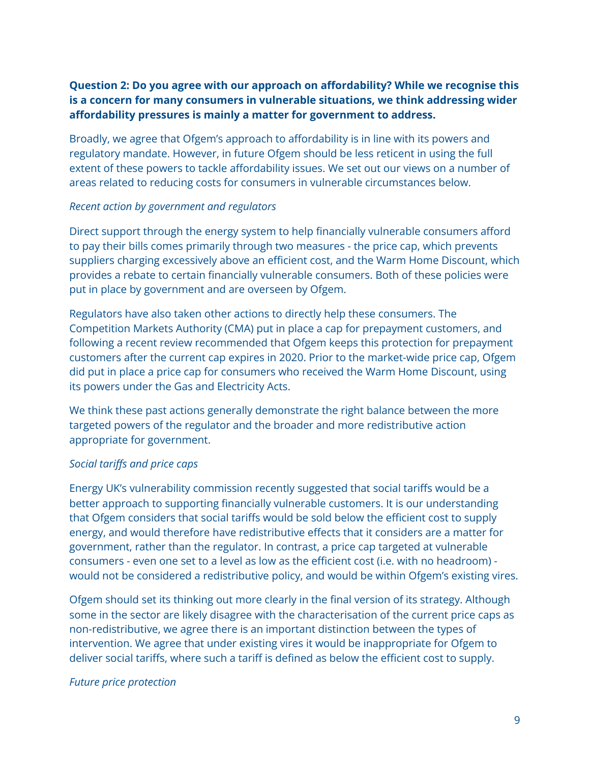**Question 2: Do you agree with our approach on affordability? While we recognise this is a concern for many consumers in vulnerable situations, we think addressing wider affordability pressures is mainly a matter for government to address.**

Broadly, we agree that Ofgem's approach to affordability is in line with its powers and regulatory mandate. However, in future Ofgem should be less reticent in using the full extent of these powers to tackle affordability issues. We set out our views on a number of areas related to reducing costs for consumers in vulnerable circumstances below.

*Recent action by government and regulators*

Direct support through the energy system to help financially vulnerable consumers afford to pay their bills comes primarily through two measures - the price cap, which prevents suppliers charging excessively above an efficient cost, and the Warm Home Discount, which provides a rebate to certain financially vulnerable consumers. Both of these policies were put in place by government and are overseen by Ofgem.

Regulators have also taken other actions to directly help these consumers. The Competition Markets Authority (CMA) put in place a cap for prepayment customers, and following a recent review recommended that Ofgem keeps this protection for prepayment customers after the current cap expires in 2020. Prior to the market-wide price cap, Ofgem did put in place a price cap for consumers who received the Warm Home Discount, using its powers under the Gas and Electricity Acts.

We think these past actions generally demonstrate the right balance between the more targeted powers of the regulator and the broader and more redistributive action appropriate for government.

*Social tariffs and price caps*

Energy UK's vulnerability commission recently suggested that social tariffs would be a better approach to supporting financially vulnerable customers. It is our understanding that Ofgem considers that social tariffs would be sold below the efficient cost to supply energy, and would therefore have redistributive effects that it considers are a matter for government, rather than the regulator. In contrast, a price cap targeted at vulnerable consumers - even one set to a level as low as the efficient cost (i.e. with no headroom) - would not be considered a redistributive policy, and would be within Ofgem's existing vires.

Ofgem should set its thinking out more clearly in the final version of its strategy. Although some in the sector are likely disagree with the characterisation of the current price caps as non-redistributive, we agree there is an important distinction between the types of intervention. We agree that under existing vires it would be inappropriate for Ofgem to deliver social tariffs, where such a tariff is defined as below the efficient cost to supply.

*Future price protection*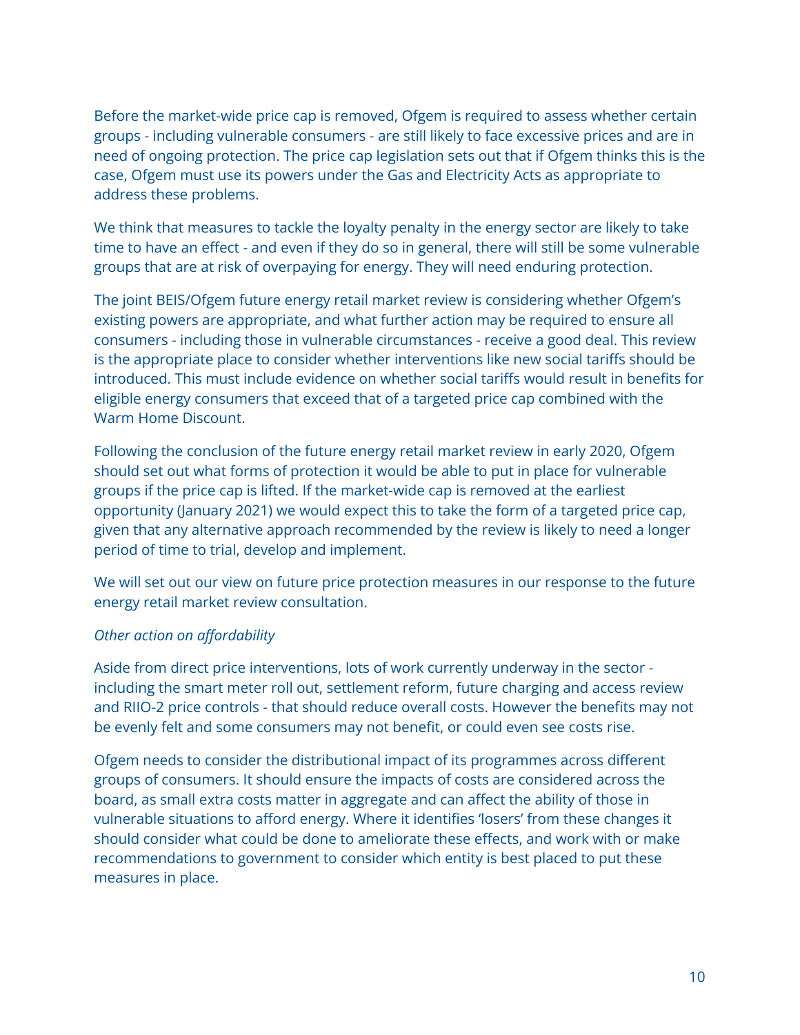Before the market-wide price cap is removed, Ofgem is required to assess whether certain groups - including vulnerable consumers - are still likely to face excessive prices and are in need of ongoing protection. The price cap legislation sets out that if Ofgem thinks this is the case, Ofgem must use its powers under the Gas and Electricity Acts as appropriate to address these problems.

We think that measures to tackle the loyalty penalty in the energy sector are likely to take time to have an effect - and even if they do so in general, there will still be some vulnerable groups that are at risk of overpaying for energy. They will need enduring protection.

The joint BEIS/Ofgem future energy retail market review is considering whether Ofgem's existing powers are appropriate, and what further action may be required to ensure all consumers - including those in vulnerable circumstances - receive a good deal. This review is the appropriate place to consider whether interventions like new social tariffs should be introduced. This must include evidence on whether social tariffs would result in benefits for eligible energy consumers that exceed that of a targeted price cap combined with the Warm Home Discount.

Following the conclusion of the future energy retail market review in early 2020, Ofgem should set out what forms of protection it would be able to put in place for vulnerable groups if the price cap is lifted. If the market-wide cap is removed at the earliest opportunity (January 2021) we would expect this to take the form of a targeted price cap, given that any alternative approach recommended by the review is likely to need a longer period of time to trial, develop and implement.

We will set out our view on future price protection measures in our response to the future energy retail market review consultation.

*Other action on affordability*

Aside from direct price interventions, lots of work currently underway in the sector - including the smart meter roll out, settlement reform, future charging and access review and RIIO-2 price controls - that should reduce overall costs. However the benefits may not be evenly felt and some consumers may not benefit, or could even see costs rise.

Ofgem needs to consider the distributional impact of its programmes across different groups of consumers. It should ensure the impacts of costs are considered across the board, as small extra costs matter in aggregate and can affect the ability of those in vulnerable situations to afford energy. Where it identifies 'losers' from these changes it should consider what could be done to ameliorate these effects, and work with or make recommendations to government to consider which entity is best placed to put these measures in place.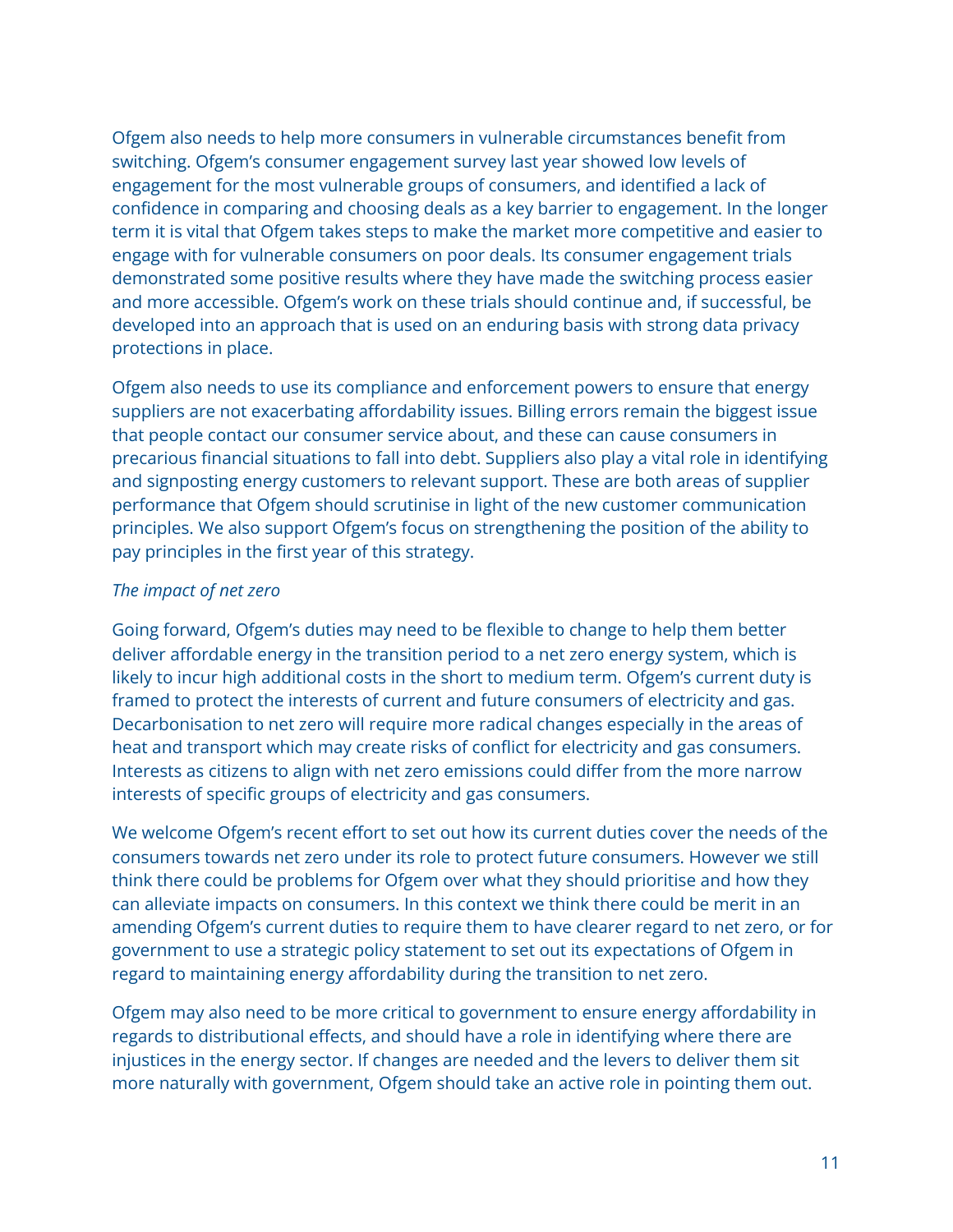Ofgem also needs to help more consumers in vulnerable circumstances benefit from switching. Ofgem's consumer engagement survey last year showed low levels of engagement for the most vulnerable groups of consumers, and identified a lack of confidence in comparing and choosing deals as a key barrier to engagement. In the longer term it is vital that Ofgem takes steps to make the market more competitive and easier to engage with for vulnerable consumers on poor deals. Its consumer engagement trials demonstrated some positive results where they have made the switching process easier and more accessible. Ofgem's work on these trials should continue and, if successful, be developed into an approach that is used on an enduring basis with strong data privacy protections in place.

Ofgem also needs to use its compliance and enforcement powers to ensure that energy suppliers are not exacerbating affordability issues. Billing errors remain the biggest issue that people contact our consumer service about, and these can cause consumers in precarious financial situations to fall into debt. Suppliers also play a vital role in identifying and signposting energy customers to relevant support. These are both areas of supplier performance that Ofgem should scrutinise in light of the new customer communication principles. We also support Ofgem's focus on strengthening the position of the ability to pay principles in the first year of this strategy.

*The impact of net zero*

Going forward, Ofgem's duties may need to be flexible to change to help them better deliver affordable energy in the transition period to a net zero energy system, which is likely to incur high additional costs in the short to medium term. Ofgem's current duty is framed to protect the interests of current and future consumers of electricity and gas. Decarbonisation to net zero will require more radical changes especially in the areas of heat and transport which may create risks of conflict for electricity and gas consumers. Interests as citizens to align with net zero emissions could differ from the more narrow interests of specific groups of electricity and gas consumers.

We welcome Ofgem's recent effort to set out how its current duties cover the needs of the consumers towards net zero under its role to protect future consumers. However we still think there could be problems for Ofgem over what they should prioritise and how they can alleviate impacts on consumers. In this context we think there could be merit in an amending Ofgem's current duties to require them to have clearer regard to net zero, or for government to use a strategic policy statement to set out its expectations of Ofgem in regard to maintaining energy affordability during the transition to net zero.

Ofgem may also need to be more critical to government to ensure energy affordability in regards to distributional effects, and should have a role in identifying where there are injustices in the energy sector. If changes are needed and the levers to deliver them sit more naturally with government, Ofgem should take an active role in pointing them out.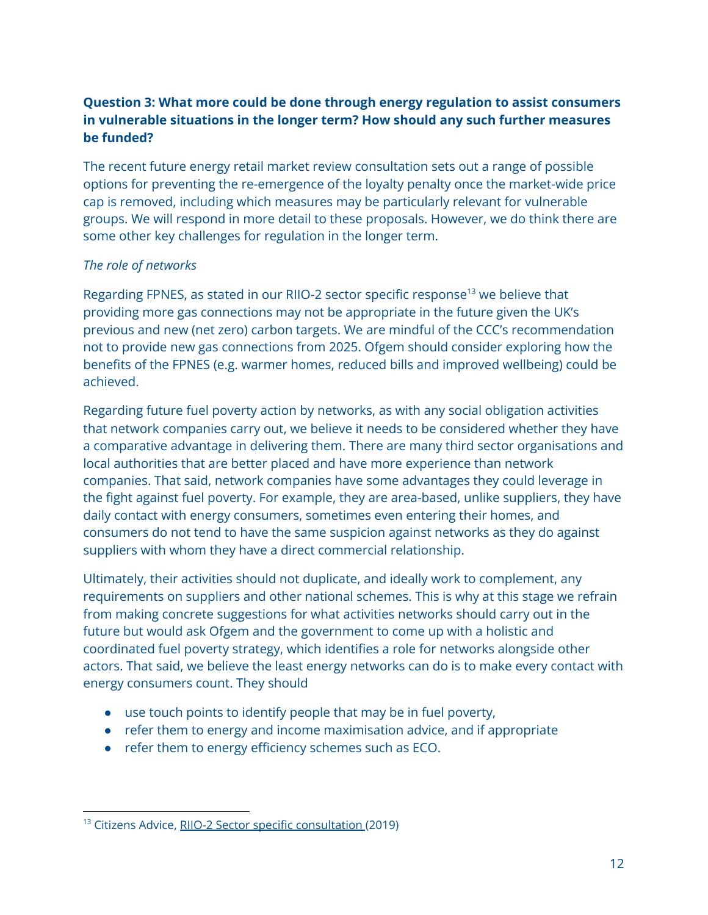**Question 3: What more could be done through energy regulation to assist consumers in vulnerable situations in the longer term? How should any such further measures be funded?**

The recent future energy retail market review consultation sets out a range of possible options for preventing the re-emergence of the loyalty penalty once the market-wide price cap is removed, including which measures may be particularly relevant for vulnerable groups. We will respond in more detail to these proposals. However, we do think there are some other key challenges for regulation in the longer term.

*The role of networks*

Regarding FPNES, as stated in our RIIO-2 sector specific response[13] we believe that providing more gas connections may not be appropriate in the future given the UK's previous and new (net zero) carbon targets. We are mindful of the CCC's recommendation not to provide new gas connections from 2025. Ofgem should consider exploring how the benefits of the FPNES (e.g. warmer homes, reduced bills and improved wellbeing) could be achieved.

Regarding future fuel poverty action by networks, as with any social obligation activities that network companies carry out, we believe it needs to be considered whether they have a comparative advantage in delivering them. There are many third sector organisations and local authorities that are better placed and have more experience than network companies. That said, network companies have some advantages they could leverage in the fight against fuel poverty. For example, they are area-based, unlike suppliers, they have daily contact with energy consumers, sometimes even entering their homes, and consumers do not tend to have the same suspicion against networks as they do against suppliers with whom they have a direct commercial relationship.

Ultimately, their activities should not duplicate, and ideally work to complement, any requirements on suppliers and other national schemes. This is why at this stage we refrain from making concrete suggestions for what activities networks should carry out in the future but would ask Ofgem and the government to come up with a holistic and coordinated fuel poverty strategy, which identifies a role for networks alongside other actors. That said, we believe the least energy networks can do is to make every contact with energy consumers count. They should

- use touch points to identify people that may be in fuel poverty,
- refer them to energy and income maximisation advice, and if appropriate
- refer them to energy efficiency schemes such as ECO.

---

[13] Citizens Advice, RIIO-2 Sector specific consultation (2019)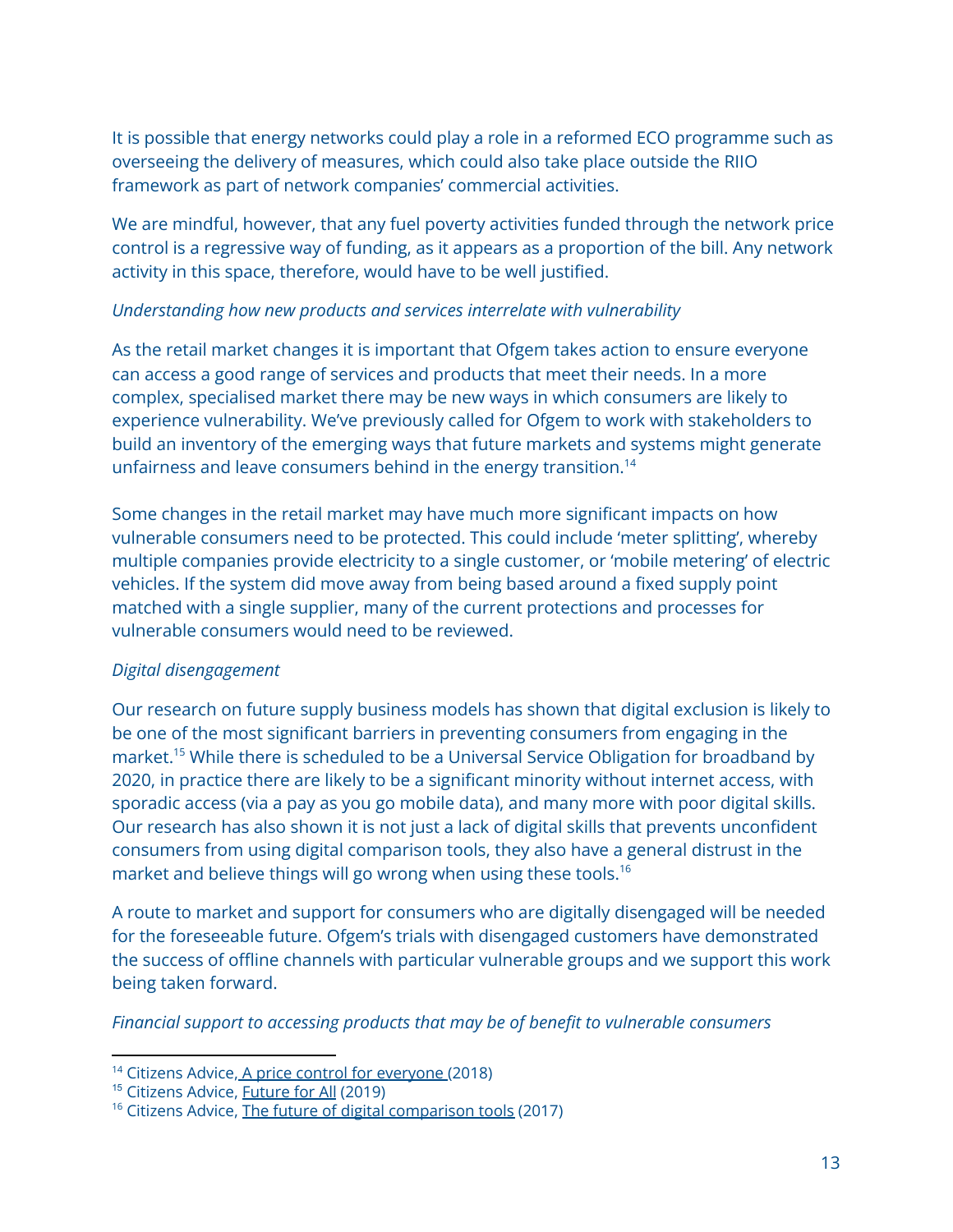It is possible that energy networks could play a role in a reformed ECO programme such as overseeing the delivery of measures, which could also take place outside the RIIO framework as part of network companies' commercial activities.

We are mindful, however, that any fuel poverty activities funded through the network price control is a regressive way of funding, as it appears as a proportion of the bill. Any network activity in this space, therefore, would have to be well justified.

*Understanding how new products and services interrelate with vulnerability*

As the retail market changes it is important that Ofgem takes action to ensure everyone can access a good range of services and products that meet their needs. In a more complex, specialised market there may be new ways in which consumers are likely to experience vulnerability. We've previously called for Ofgem to work with stakeholders to build an inventory of the emerging ways that future markets and systems might generate unfairness and leave consumers behind in the energy transition.[14]

Some changes in the retail market may have much more significant impacts on how vulnerable consumers need to be protected. This could include 'meter splitting', whereby multiple companies provide electricity to a single customer, or 'mobile metering' of electric vehicles. If the system did move away from being based around a fixed supply point matched with a single supplier, many of the current protections and processes for vulnerable consumers would need to be reviewed.

*Digital disengagement*

Our research on future supply business models has shown that digital exclusion is likely to be one of the most significant barriers in preventing consumers from engaging in the market.[15] While there is scheduled to be a Universal Service Obligation for broadband by 2020, in practice there are likely to be a significant minority without internet access, with sporadic access (via a pay as you go mobile data), and many more with poor digital skills. Our research has also shown it is not just a lack of digital skills that prevents unconfident consumers from using digital comparison tools, they also have a general distrust in the market and believe things will go wrong when using these tools.[16]

A route to market and support for consumers who are digitally disengaged will be needed for the foreseeable future. Ofgem's trials with disengaged customers have demonstrated the success of offline channels with particular vulnerable groups and we support this work being taken forward.

*Financial support to accessing products that may be of benefit to vulnerable consumers*

[14] Citizens Advice, A price control for everyone (2018)

[15] Citizens Advice, Future for All (2019)

[16] Citizens Advice, The future of digital comparison tools (2017)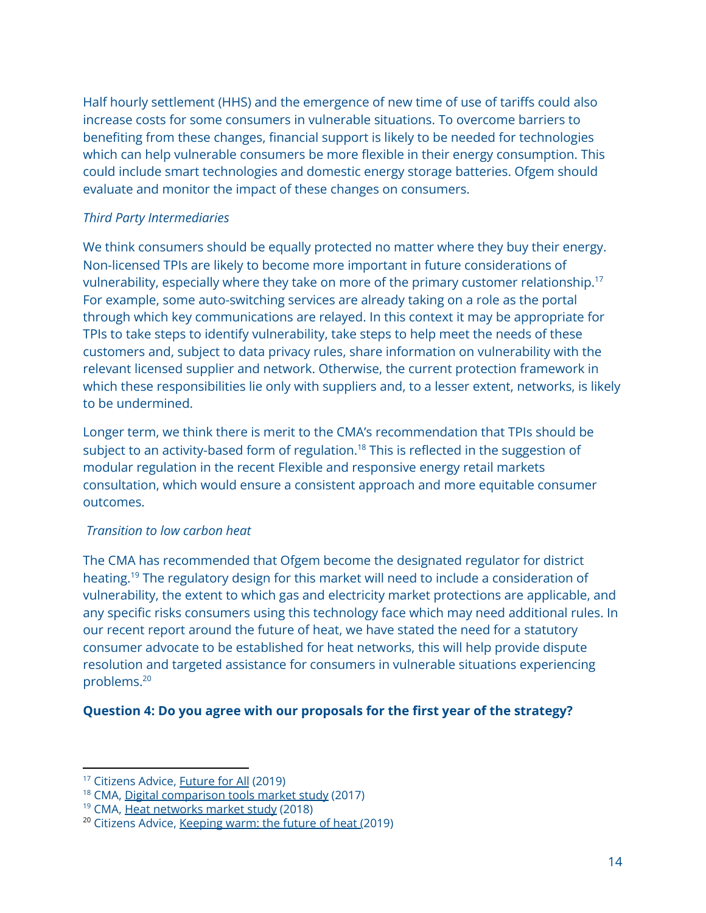Half hourly settlement (HHS) and the emergence of new time of use of tariffs could also increase costs for some consumers in vulnerable situations. To overcome barriers to benefiting from these changes, financial support is likely to be needed for technologies which can help vulnerable consumers be more flexible in their energy consumption. This could include smart technologies and domestic energy storage batteries. Ofgem should evaluate and monitor the impact of these changes on consumers.

*Third Party Intermediaries*

We think consumers should be equally protected no matter where they buy their energy. Non-licensed TPIs are likely to become more important in future considerations of vulnerability, especially where they take on more of the primary customer relationship.[17] For example, some auto-switching services are already taking on a role as the portal through which key communications are relayed. In this context it may be appropriate for TPIs to take steps to identify vulnerability, take steps to help meet the needs of these customers and, subject to data privacy rules, share information on vulnerability with the relevant licensed supplier and network. Otherwise, the current protection framework in which these responsibilities lie only with suppliers and, to a lesser extent, networks, is likely to be undermined.

Longer term, we think there is merit to the CMA's recommendation that TPIs should be subject to an activity-based form of regulation.[18] This is reflected in the suggestion of modular regulation in the recent Flexible and responsive energy retail markets consultation, which would ensure a consistent approach and more equitable consumer outcomes.

*Transition to low carbon heat*

The CMA has recommended that Ofgem become the designated regulator for district heating.[19] The regulatory design for this market will need to include a consideration of vulnerability, the extent to which gas and electricity market protections are applicable, and any specific risks consumers using this technology face which may need additional rules. In our recent report around the future of heat, we have stated the need for a statutory consumer advocate to be established for heat networks, this will help provide dispute resolution and targeted assistance for consumers in vulnerable situations experiencing problems.[20]

**Question 4: Do you agree with our proposals for the first year of the strategy?**

---

[17] Citizens Advice, Future for All (2019)

[18] CMA, Digital comparison tools market study (2017)

[19] CMA, Heat networks market study (2018)

[20] Citizens Advice, Keeping warm: the future of heat (2019)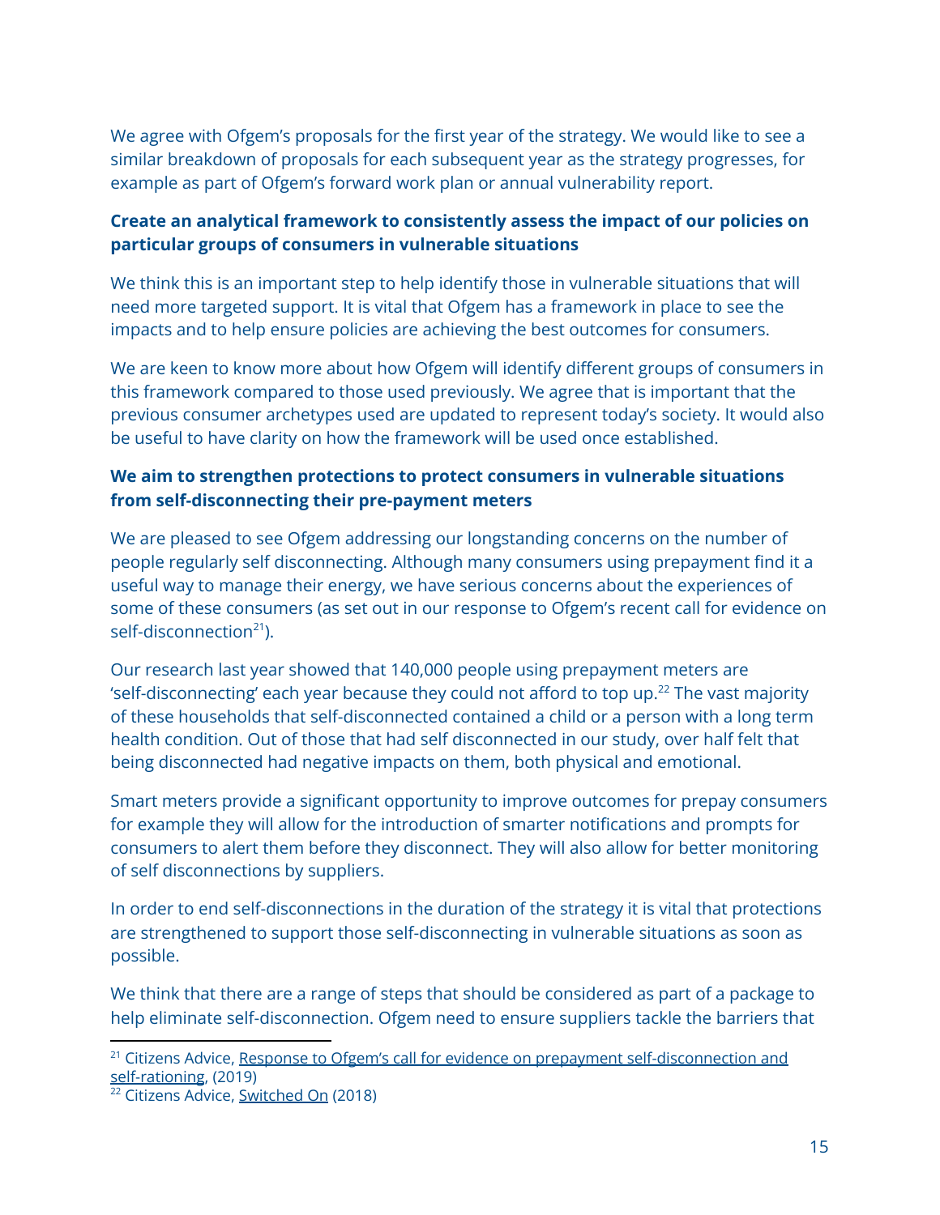We agree with Ofgem's proposals for the first year of the strategy. We would like to see a similar breakdown of proposals for each subsequent year as the strategy progresses, for example as part of Ofgem's forward work plan or annual vulnerability report.

**Create an analytical framework to consistently assess the impact of our policies on particular groups of consumers in vulnerable situations**

We think this is an important step to help identify those in vulnerable situations that will need more targeted support. It is vital that Ofgem has a framework in place to see the impacts and to help ensure policies are achieving the best outcomes for consumers.

We are keen to know more about how Ofgem will identify different groups of consumers in this framework compared to those used previously. We agree that is important that the previous consumer archetypes used are updated to represent today's society. It would also be useful to have clarity on how the framework will be used once established.

**We aim to strengthen protections to protect consumers in vulnerable situations from self-disconnecting their pre-payment meters**

We are pleased to see Ofgem addressing our longstanding concerns on the number of people regularly self disconnecting. Although many consumers using prepayment find it a useful way to manage their energy, we have serious concerns about the experiences of some of these consumers (as set out in our response to Ofgem's recent call for evidence on self-disconnection[21]).

Our research last year showed that 140,000 people using prepayment meters are 'self-disconnecting' each year because they could not afford to top up.[22] The vast majority of these households that self-disconnected contained a child or a person with a long term health condition. Out of those that had self disconnected in our study, over half felt that being disconnected had negative impacts on them, both physical and emotional.

Smart meters provide a significant opportunity to improve outcomes for prepay consumers for example they will allow for the introduction of smarter notifications and prompts for consumers to alert them before they disconnect. They will also allow for better monitoring of self disconnections by suppliers.

In order to end self-disconnections in the duration of the strategy it is vital that protections are strengthened to support those self-disconnecting in vulnerable situations as soon as possible.

We think that there are a range of steps that should be considered as part of a package to help eliminate self-disconnection. Ofgem need to ensure suppliers tackle the barriers that

---

[21] Citizens Advice, Response to Ofgem's call for evidence on prepayment self-disconnection and self-rationing, (2019)

[22] Citizens Advice, Switched On (2018)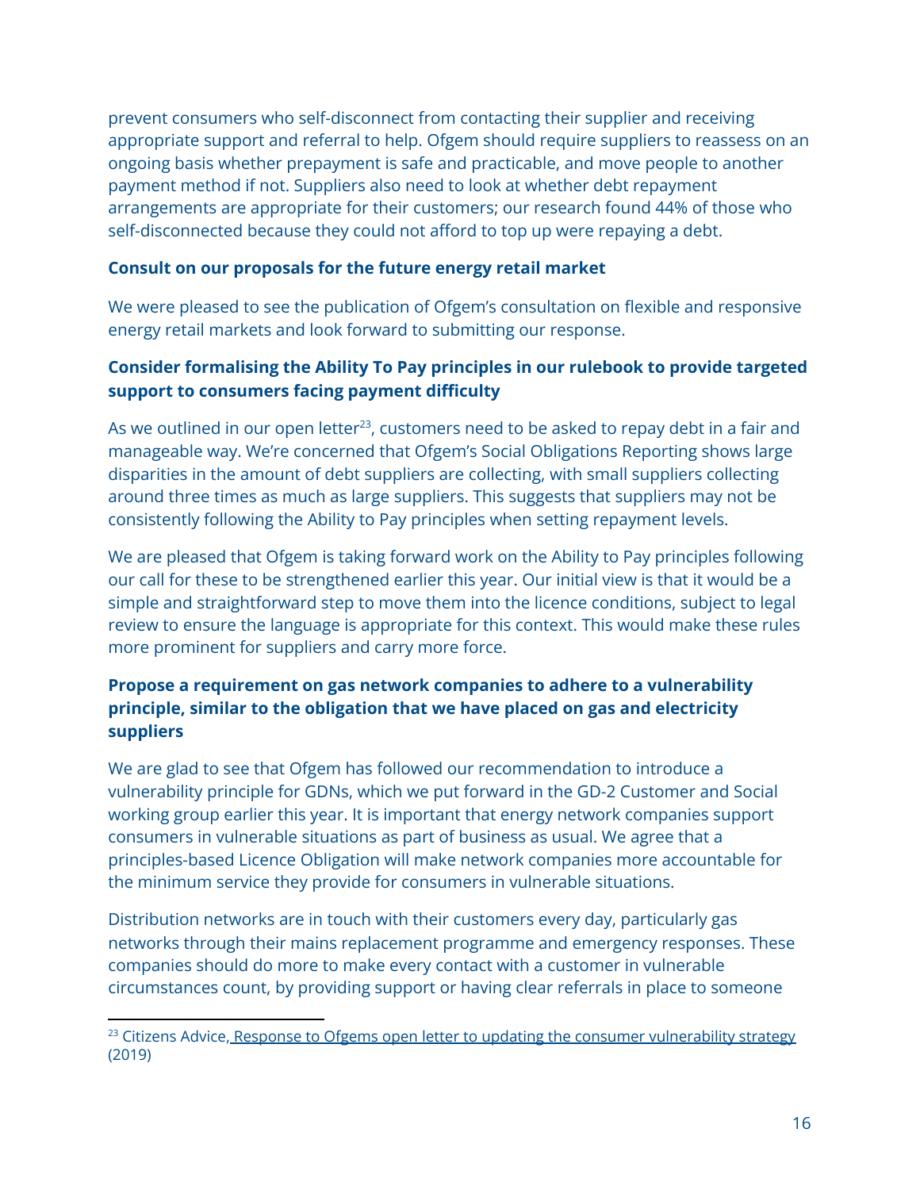prevent consumers who self-disconnect from contacting their supplier and receiving appropriate support and referral to help. Ofgem should require suppliers to reassess on an ongoing basis whether prepayment is safe and practicable, and move people to another payment method if not. Suppliers also need to look at whether debt repayment arrangements are appropriate for their customers; our research found 44% of those who self-disconnected because they could not afford to top up were repaying a debt.

**Consult on our proposals for the future energy retail market**

We were pleased to see the publication of Ofgem's consultation on flexible and responsive energy retail markets and look forward to submitting our response.

**Consider formalising the Ability To Pay principles in our rulebook to provide targeted support to consumers facing payment difficulty**

As we outlined in our open letter[23], customers need to be asked to repay debt in a fair and manageable way. We're concerned that Ofgem's Social Obligations Reporting shows large disparities in the amount of debt suppliers are collecting, with small suppliers collecting around three times as much as large suppliers. This suggests that suppliers may not be consistently following the Ability to Pay principles when setting repayment levels.

We are pleased that Ofgem is taking forward work on the Ability to Pay principles following our call for these to be strengthened earlier this year. Our initial view is that it would be a simple and straightforward step to move them into the licence conditions, subject to legal review to ensure the language is appropriate for this context. This would make these rules more prominent for suppliers and carry more force.

**Propose a requirement on gas network companies to adhere to a vulnerability principle, similar to the obligation that we have placed on gas and electricity suppliers**

We are glad to see that Ofgem has followed our recommendation to introduce a vulnerability principle for GDNs, which we put forward in the GD-2 Customer and Social working group earlier this year. It is important that energy network companies support consumers in vulnerable situations as part of business as usual. We agree that a principles-based Licence Obligation will make network companies more accountable for the minimum service they provide for consumers in vulnerable situations.

Distribution networks are in touch with their customers every day, particularly gas networks through their mains replacement programme and emergency responses. These companies should do more to make every contact with a customer in vulnerable circumstances count, by providing support or having clear referrals in place to someone

---

[23] Citizens Advice, Response to Ofgems open letter to updating the consumer vulnerability strategy (2019)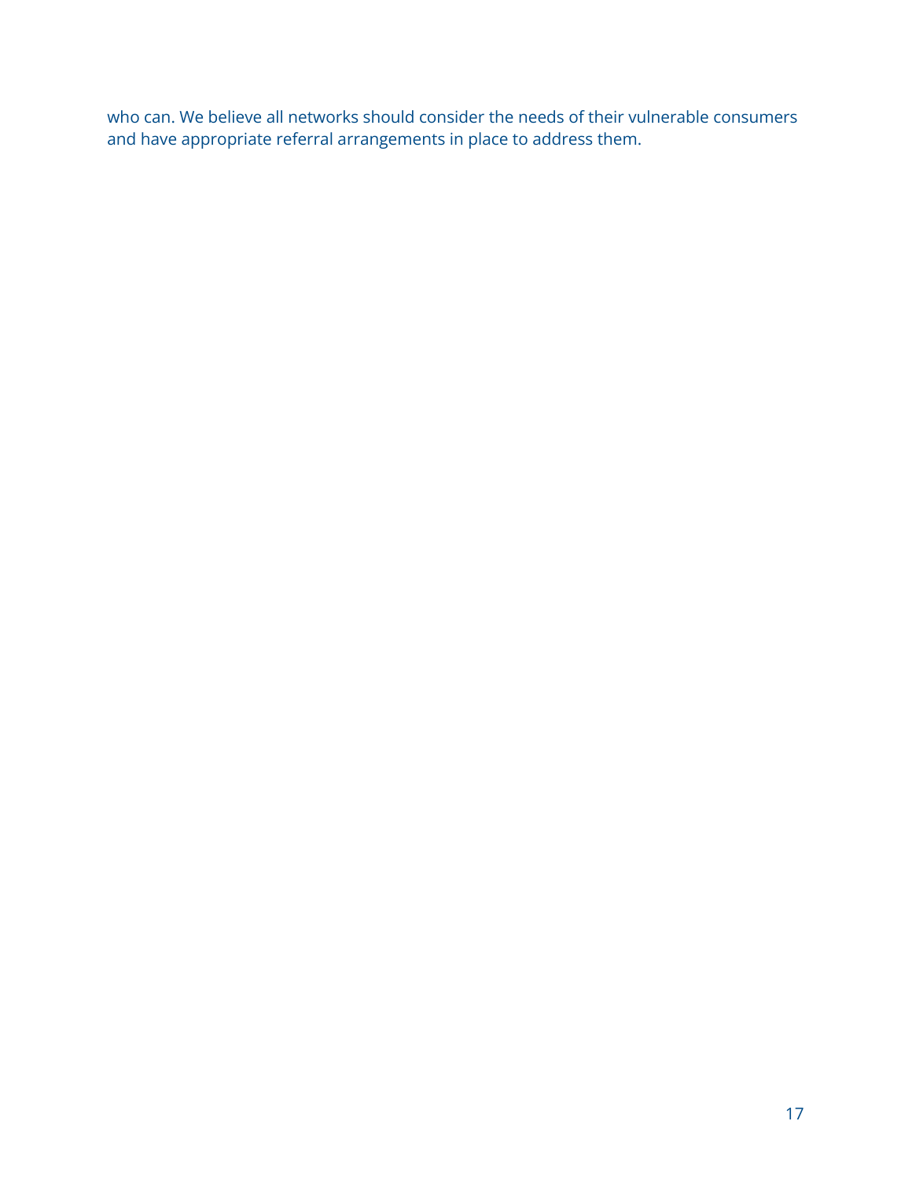who can. We believe all networks should consider the needs of their vulnerable consumers and have appropriate referral arrangements in place to address them.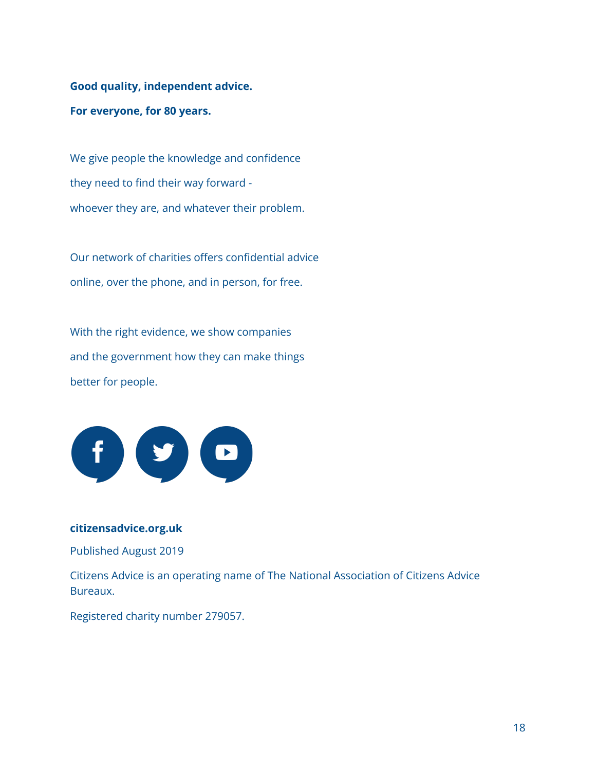**Good quality, independent advice.**

**For everyone, for 80 years.**

We give people the knowledge and confidence they need to find their way forward - whoever they are, and whatever their problem.

Our network of charities offers confidential advice online, over the phone, and in person, for free.

With the right evidence, we show companies and the government how they can make things better for people.

**citizensadvice.org.uk**

Published August 2019

Citizens Advice is an operating name of The National Association of Citizens Advice Bureaux.

Registered charity number 279057.